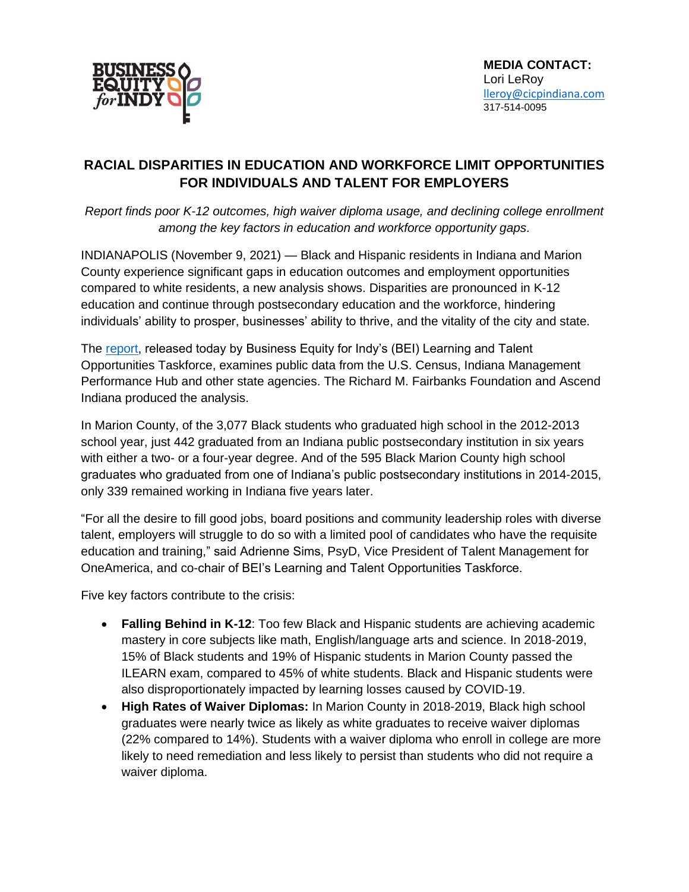BUSINESS EQUITY *for* INDY

**MEDIA CONTACT:**
Lori LeRoy
lleroy@cicpindiana.com
317-514-0095

## RACIAL DISPARITIES IN EDUCATION AND WORKFORCE LIMIT OPPORTUNITIES FOR INDIVIDUALS AND TALENT FOR EMPLOYERS

*Report finds poor K-12 outcomes, high waiver diploma usage, and declining college enrollment among the key factors in education and workforce opportunity gaps.*

INDIANAPOLIS (November 9, 2021) — Black and Hispanic residents in Indiana and Marion County experience significant gaps in education outcomes and employment opportunities compared to white residents, a new analysis shows. Disparities are pronounced in K-12 education and continue through postsecondary education and the workforce, hindering individuals' ability to prosper, businesses' ability to thrive, and the vitality of the city and state.

The report, released today by Business Equity for Indy's (BEI) Learning and Talent Opportunities Taskforce, examines public data from the U.S. Census, Indiana Management Performance Hub and other state agencies. The Richard M. Fairbanks Foundation and Ascend Indiana produced the analysis.

In Marion County, of the 3,077 Black students who graduated high school in the 2012-2013 school year, just 442 graduated from an Indiana public postsecondary institution in six years with either a two- or a four-year degree. And of the 595 Black Marion County high school graduates who graduated from one of Indiana's public postsecondary institutions in 2014-2015, only 339 remained working in Indiana five years later.

"For all the desire to fill good jobs, board positions and community leadership roles with diverse talent, employers will struggle to do so with a limited pool of candidates who have the requisite education and training," said Adrienne Sims, PsyD, Vice President of Talent Management for OneAmerica, and co-chair of BEI's Learning and Talent Opportunities Taskforce.

Five key factors contribute to the crisis:

- **Falling Behind in K-12**: Too few Black and Hispanic students are achieving academic mastery in core subjects like math, English/language arts and science. In 2018-2019, 15% of Black students and 19% of Hispanic students in Marion County passed the ILEARN exam, compared to 45% of white students. Black and Hispanic students were also disproportionately impacted by learning losses caused by COVID-19.
- **High Rates of Waiver Diplomas:** In Marion County in 2018-2019, Black high school graduates were nearly twice as likely as white graduates to receive waiver diplomas (22% compared to 14%). Students with a waiver diploma who enroll in college are more likely to need remediation and less likely to persist than students who did not require a waiver diploma.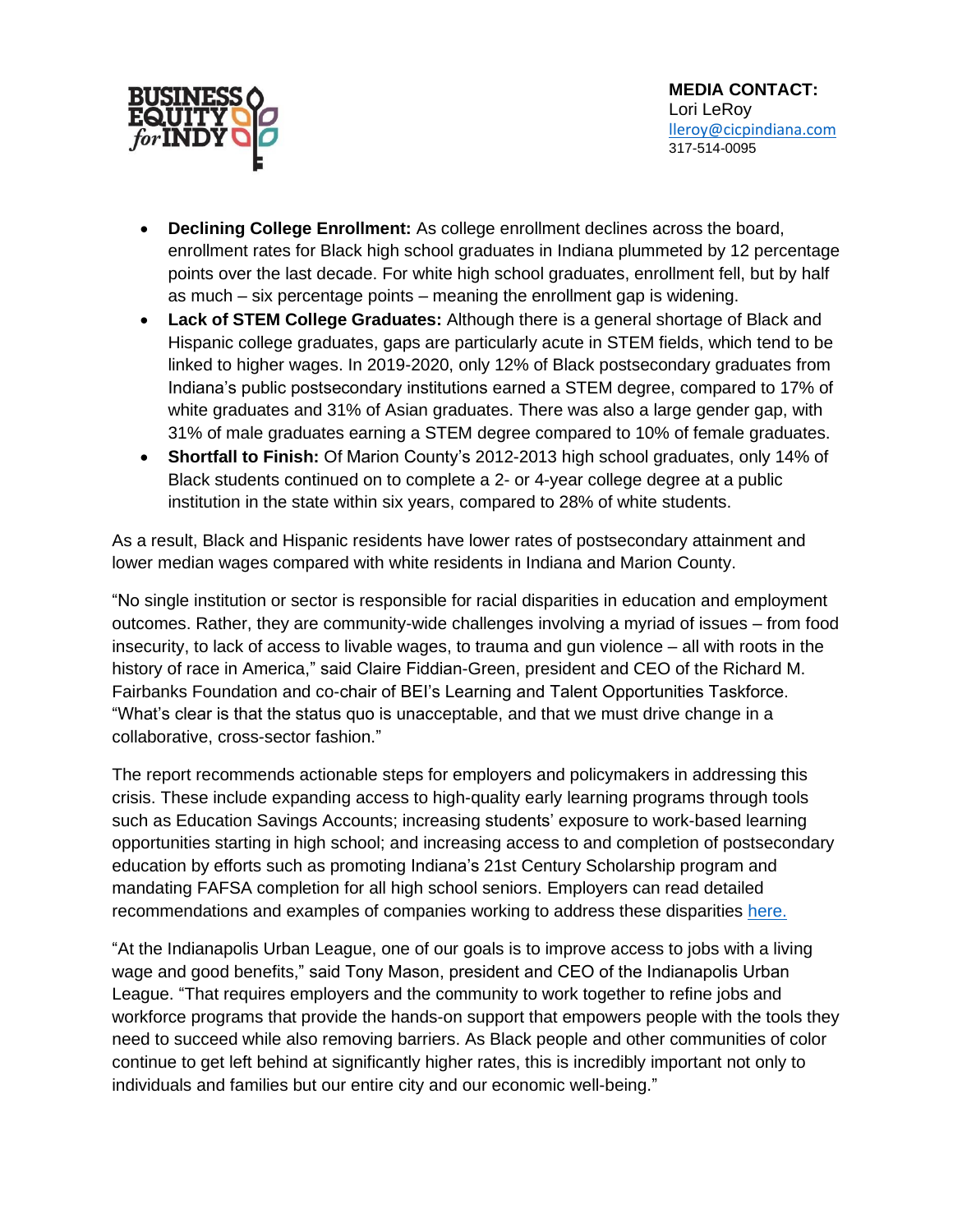**MEDIA CONTACT:**
Lori LeRoy
lleroy@cicpindiana.com
317-514-0095

- **Declining College Enrollment:** As college enrollment declines across the board, enrollment rates for Black high school graduates in Indiana plummeted by 12 percentage points over the last decade. For white high school graduates, enrollment fell, but by half as much – six percentage points – meaning the enrollment gap is widening.
- **Lack of STEM College Graduates:** Although there is a general shortage of Black and Hispanic college graduates, gaps are particularly acute in STEM fields, which tend to be linked to higher wages. In 2019-2020, only 12% of Black postsecondary graduates from Indiana's public postsecondary institutions earned a STEM degree, compared to 17% of white graduates and 31% of Asian graduates. There was also a large gender gap, with 31% of male graduates earning a STEM degree compared to 10% of female graduates.
- **Shortfall to Finish:** Of Marion County's 2012-2013 high school graduates, only 14% of Black students continued on to complete a 2- or 4-year college degree at a public institution in the state within six years, compared to 28% of white students.

As a result, Black and Hispanic residents have lower rates of postsecondary attainment and lower median wages compared with white residents in Indiana and Marion County.

"No single institution or sector is responsible for racial disparities in education and employment outcomes. Rather, they are community-wide challenges involving a myriad of issues – from food insecurity, to lack of access to livable wages, to trauma and gun violence – all with roots in the history of race in America," said Claire Fiddian-Green, president and CEO of the Richard M. Fairbanks Foundation and co-chair of BEI's Learning and Talent Opportunities Taskforce. "What's clear is that the status quo is unacceptable, and that we must drive change in a collaborative, cross-sector fashion."

The report recommends actionable steps for employers and policymakers in addressing this crisis. These include expanding access to high-quality early learning programs through tools such as Education Savings Accounts; increasing students' exposure to work-based learning opportunities starting in high school; and increasing access to and completion of postsecondary education by efforts such as promoting Indiana's 21st Century Scholarship program and mandating FAFSA completion for all high school seniors. Employers can read detailed recommendations and examples of companies working to address these disparities here.

"At the Indianapolis Urban League, one of our goals is to improve access to jobs with a living wage and good benefits," said Tony Mason, president and CEO of the Indianapolis Urban League. "That requires employers and the community to work together to refine jobs and workforce programs that provide the hands-on support that empowers people with the tools they need to succeed while also removing barriers. As Black people and other communities of color continue to get left behind at significantly higher rates, this is incredibly important not only to individuals and families but our entire city and our economic well-being."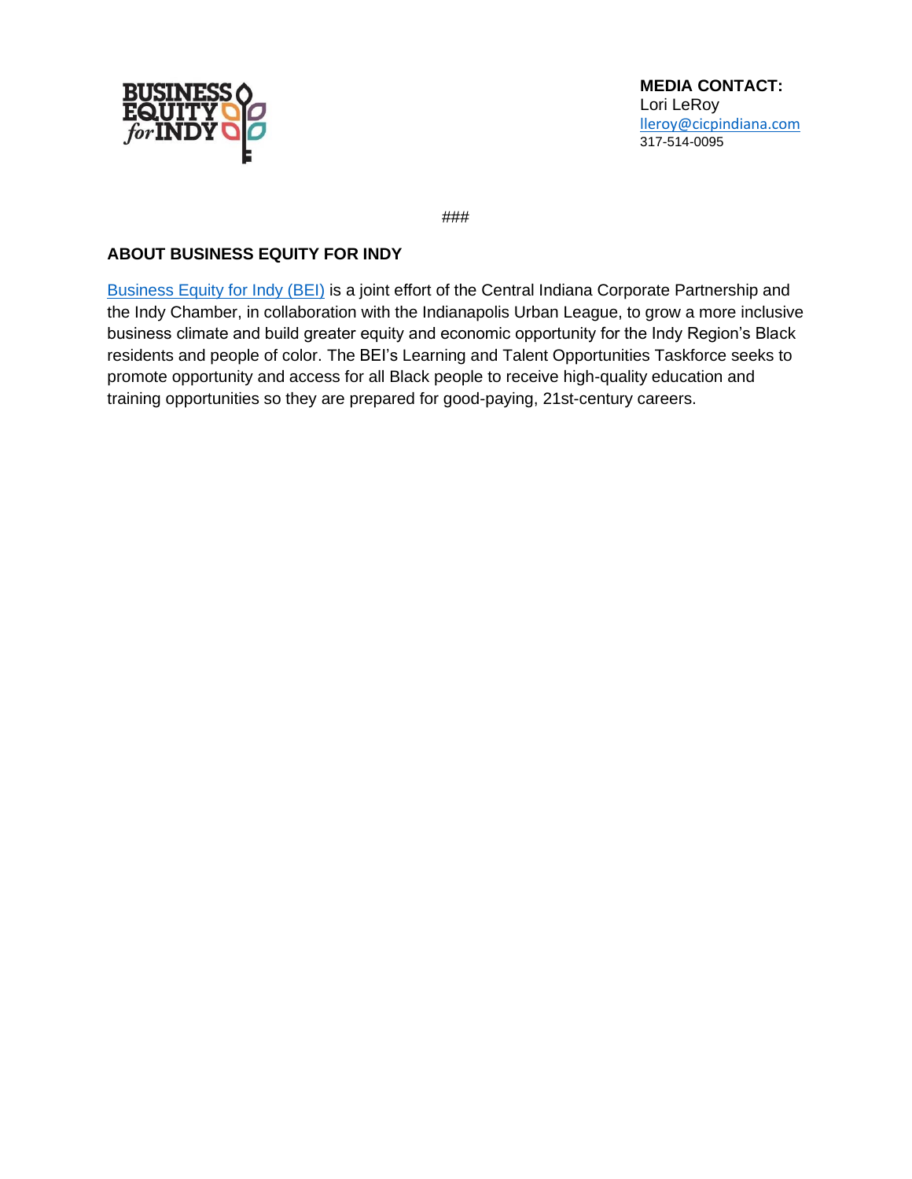**MEDIA CONTACT:**
Lori LeRoy
lleroy@cicpindiana.com
317-514-0095

###

## ABOUT BUSINESS EQUITY FOR INDY

Business Equity for Indy (BEI) is a joint effort of the Central Indiana Corporate Partnership and the Indy Chamber, in collaboration with the Indianapolis Urban League, to grow a more inclusive business climate and build greater equity and economic opportunity for the Indy Region's Black residents and people of color. The BEI's Learning and Talent Opportunities Taskforce seeks to promote opportunity and access for all Black people to receive high-quality education and training opportunities so they are prepared for good-paying, 21st-century careers.